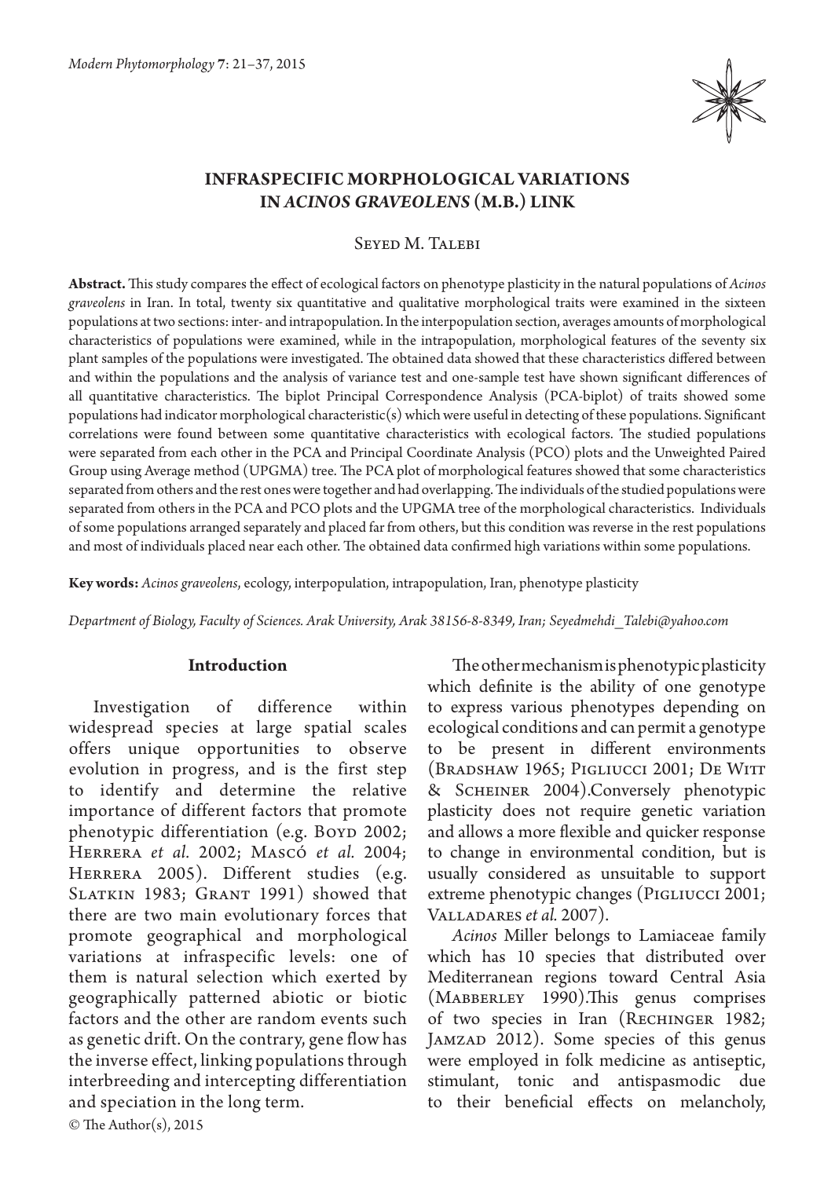# INFRASPECIFIC MORPHOLOGICAL VARIATIONS IN *ACINOS GRAVEOLENS* (M.B.) LINK

Seyed M. Talebi

**Abstract.** This study compares the effect of ecological factors on phenotype plasticity in the natural populations of *Acinos graveolens* in Iran. In total, twenty six quantitative and qualitative morphological traits were examined in the sixteen populations at two sections: inter- and intrapopulation. In the interpopulation section, averages amounts of morphological characteristics of populations were examined, while in the intrapopulation, morphological features of the seventy six plant samples of the populations were investigated. The obtained data showed that these characteristics differed between and within the populations and the analysis of variance test and one-sample test have shown significant differences of all quantitative characteristics. The biplot Principal Correspondence Analysis (PCA-biplot) of traits showed some populations had indicator morphological characteristic(s) which were useful in detecting of these populations. Significant correlations were found between some quantitative characteristics with ecological factors. The studied populations were separated from each other in the PCA and Principal Coordinate Analysis (PCO) plots and the Unweighted Paired Group using Average method (UPGMA) tree. The PCA plot of morphological features showed that some characteristics separated from others and the rest ones were together and had overlapping. The individuals of the studied populations were separated from others in the PCA and PCO plots and the UPGMA tree of the morphological characteristics. Individuals of some populations arranged separately and placed far from others, but this condition was reverse in the rest populations and most of individuals placed near each other. The obtained data confirmed high variations within some populations.

**Key words:** *Acinos graveolens*, ecology, interpopulation, intrapopulation, Iran, phenotype plasticity

*Department of Biology, Faculty of Sciences. Arak University, Arak 38156-8-8349, Iran; Seyedmehdi_Talebi@yahoo.com*

## Introduction

Investigation of difference within widespread species at large spatial scales offers unique opportunities to observe evolution in progress, and is the first step to identify and determine the relative importance of different factors that promote phenotypic differentiation (e.g. Boyd 2002; Herrera *et al.* 2002; Mascó *et al.* 2004; Herrera 2005). Different studies (e.g. Slatkin 1983; Grant 1991) showed that there are two main evolutionary forces that promote geographical and morphological variations at infraspecific levels: one of them is natural selection which exerted by geographically patterned abiotic or biotic factors and the other are random events such as genetic drift. On the contrary, gene flow has the inverse effect, linking populations through interbreeding and intercepting differentiation and speciation in the long term.

The other mechanism is phenotypic plasticity which definite is the ability of one genotype to express various phenotypes depending on ecological conditions and can permit a genotype to be present in different environments (Bradshaw 1965; Pigliucci 2001; De Witt & Scheiner 2004).Conversely phenotypic plasticity does not require genetic variation and allows a more flexible and quicker response to change in environmental condition, but is usually considered as unsuitable to support extreme phenotypic changes (Pigliucci 2001; Valladares *et al.* 2007).

*Acinos* Miller belongs to Lamiaceae family which has 10 species that distributed over Mediterranean regions toward Central Asia (Mabberley 1990).This genus comprises of two species in Iran (Rechinger 1982; Jamzad 2012). Some species of this genus were employed in folk medicine as antiseptic, stimulant, tonic and antispasmodic due to their beneficial effects on melancholy,

© The Author(s), 2015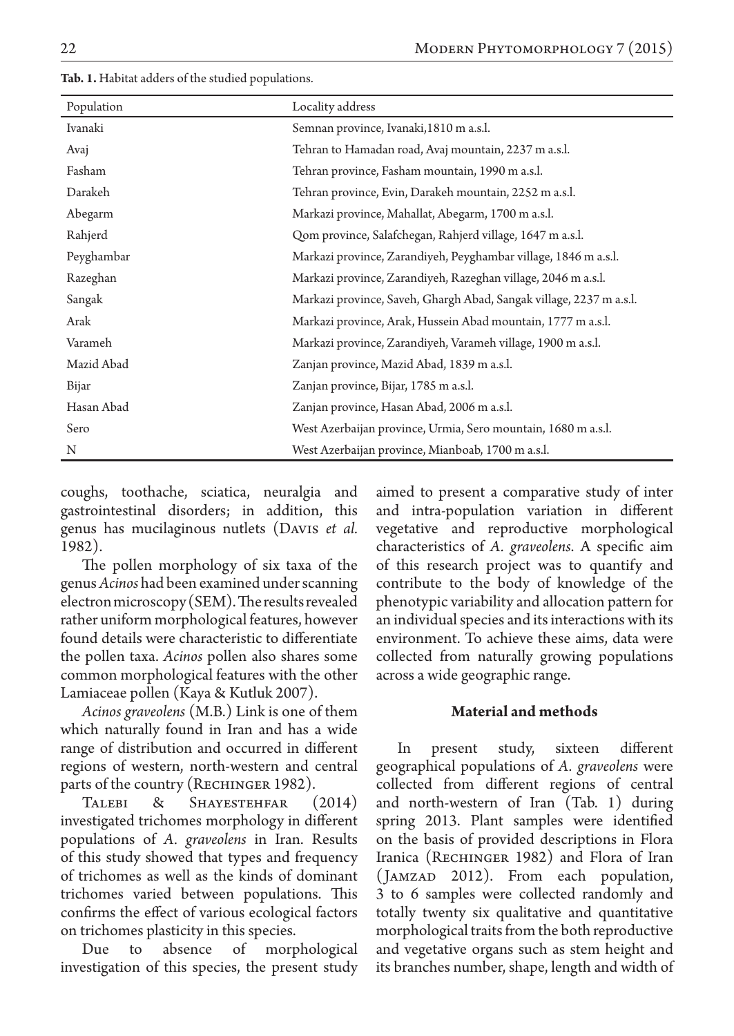**Tab. 1.** Habitat adders of the studied populations.

| Population | Locality address |
|---|---|
| Ivanaki | Semnan province, Ivanaki,1810 m a.s.l. |
| Avaj | Tehran to Hamadan road, Avaj mountain, 2237 m a.s.l. |
| Fasham | Tehran province, Fasham mountain, 1990 m a.s.l. |
| Darakeh | Tehran province, Evin, Darakeh mountain, 2252 m a.s.l. |
| Abegarm | Markazi province, Mahallat, Abegarm, 1700 m a.s.l. |
| Rahjerd | Qom province, Salafchegan, Rahjerd village, 1647 m a.s.l. |
| Peyghambar | Markazi province, Zarandiyeh, Peyghambar village, 1846 m a.s.l. |
| Razeghan | Markazi province, Zarandiyeh, Razeghan village, 2046 m a.s.l. |
| Sangak | Markazi province, Saveh, Ghargh Abad, Sangak village, 2237 m a.s.l. |
| Arak | Markazi province, Arak, Hussein Abad mountain, 1777 m a.s.l. |
| Varameh | Markazi province, Zarandiyeh, Varameh village, 1900 m a.s.l. |
| Mazid Abad | Zanjan province, Mazid Abad, 1839 m a.s.l. |
| Bijar | Zanjan province, Bijar, 1785 m a.s.l. |
| Hasan Abad | Zanjan province, Hasan Abad, 2006 m a.s.l. |
| Sero | West Azerbaijan province, Urmia, Sero mountain, 1680 m a.s.l. |
| N | West Azerbaijan province, Mianboab, 1700 m a.s.l. |

coughs, toothache, sciatica, neuralgia and gastrointestinal disorders; in addition, this genus has mucilaginous nutlets (Davis *et al.* 1982).

The pollen morphology of six taxa of the genus *Acinos* had been examined under scanning electron microscopy (SEM). The results revealed rather uniform morphological features, however found details were characteristic to differentiate the pollen taxa. *Acinos* pollen also shares some common morphological features with the other Lamiaceae pollen (Kaya & Kutluk 2007).

*Acinos graveolens* (M.B.) Link is one of them which naturally found in Iran and has a wide range of distribution and occurred in different regions of western, north-western and central parts of the country (Rechinger 1982).

Talebi & Shayestehfar (2014) investigated trichomes morphology in different populations of *A. graveolens* in Iran. Results of this study showed that types and frequency of trichomes as well as the kinds of dominant trichomes varied between populations. This confirms the effect of various ecological factors on trichomes plasticity in this species.

Due to absence of morphological investigation of this species, the present study aimed to present a comparative study of inter and intra-population variation in different vegetative and reproductive morphological characteristics of *A. graveolens*. A specific aim of this research project was to quantify and contribute to the body of knowledge of the phenotypic variability and allocation pattern for an individual species and its interactions with its environment. To achieve these aims, data were collected from naturally growing populations across a wide geographic range.

## Material and methods

In present study, sixteen different geographical populations of *A. graveolens* were collected from different regions of central and north-western of Iran (Tab. 1) during spring 2013. Plant samples were identified on the basis of provided descriptions in Flora Iranica (Rechinger 1982) and Flora of Iran (Jamzad 2012). From each population, 3 to 6 samples were collected randomly and totally twenty six qualitative and quantitative morphological traits from the both reproductive and vegetative organs such as stem height and its branches number, shape, length and width of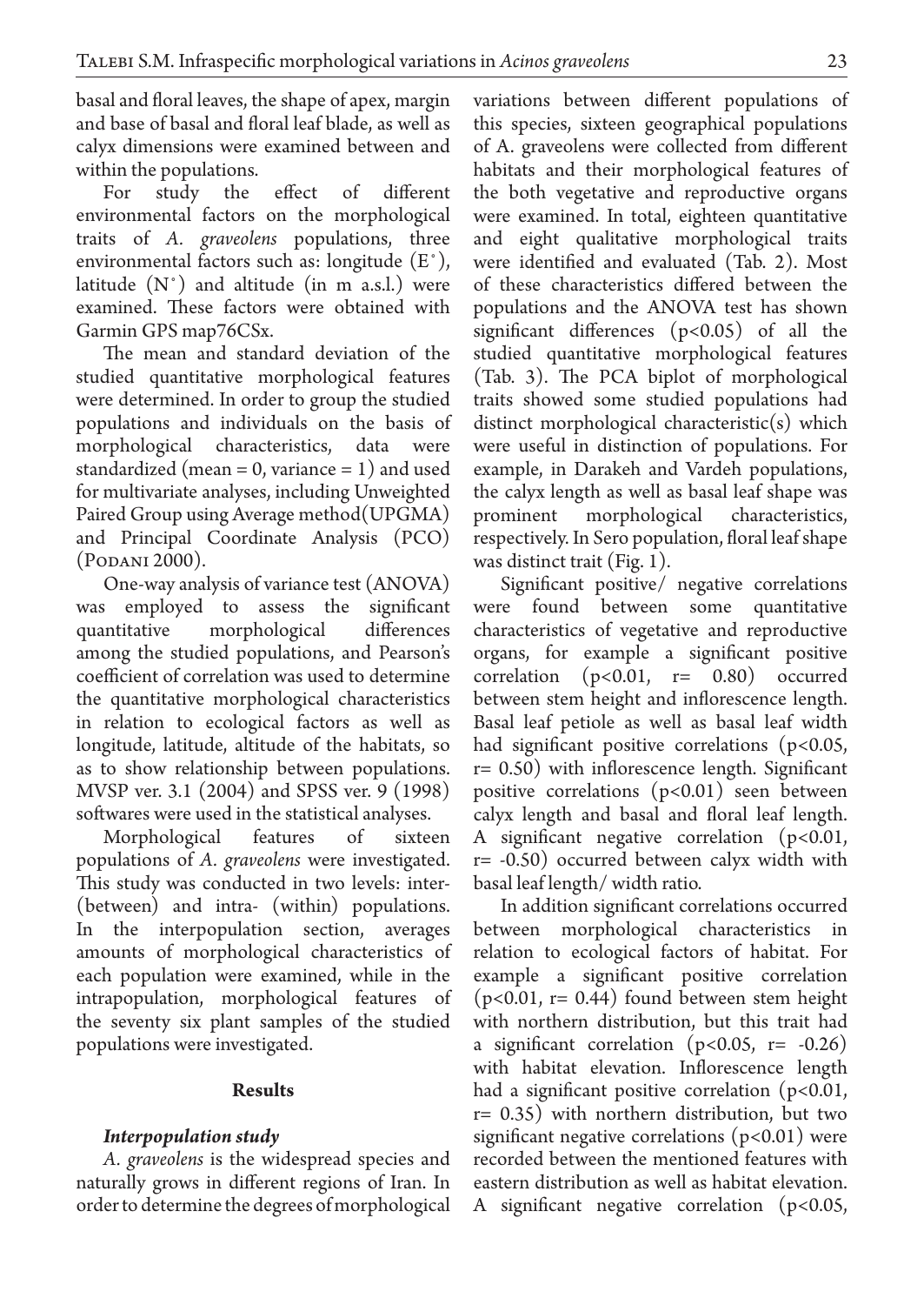basal and floral leaves, the shape of apex, margin and base of basal and floral leaf blade, as well as calyx dimensions were examined between and within the populations.

For study the effect of different environmental factors on the morphological traits of *A. graveolens* populations, three environmental factors such as: longitude (E˚), latitude (N˚) and altitude (in m a.s.l.) were examined. These factors were obtained with Garmin GPS map76CSx.

The mean and standard deviation of the studied quantitative morphological features were determined. In order to group the studied populations and individuals on the basis of morphological characteristics, data were standardized (mean = 0, variance = 1) and used for multivariate analyses, including Unweighted Paired Group using Average method(UPGMA) and Principal Coordinate Analysis (PCO) (Podani 2000).

One-way analysis of variance test (ANOVA) was employed to assess the significant quantitative morphological differences among the studied populations, and Pearson's coefficient of correlation was used to determine the quantitative morphological characteristics in relation to ecological factors as well as longitude, latitude, altitude of the habitats, so as to show relationship between populations. MVSP ver. 3.1 (2004) and SPSS ver. 9 (1998) softwares were used in the statistical analyses.

Morphological features of sixteen populations of *A. graveolens* were investigated. This study was conducted in two levels: inter- (between) and intra- (within) populations. In the interpopulation section, averages amounts of morphological characteristics of each population were examined, while in the intrapopulation, morphological features of the seventy six plant samples of the studied populations were investigated.

## Results

### *Interpopulation study*

*A. graveolens* is the widespread species and naturally grows in different regions of Iran. In order to determine the degrees of morphological variations between different populations of this species, sixteen geographical populations of A. graveolens were collected from different habitats and their morphological features of the both vegetative and reproductive organs were examined. In total, eighteen quantitative and eight qualitative morphological traits were identified and evaluated (Tab. 2). Most of these characteristics differed between the populations and the ANOVA test has shown significant differences ($p<0.05$) of all the studied quantitative morphological features (Tab. 3). The PCA biplot of morphological traits showed some studied populations had distinct morphological characteristic(s) which were useful in distinction of populations. For example, in Darakeh and Vardeh populations, the calyx length as well as basal leaf shape was prominent morphological characteristics, respectively. In Sero population, floral leaf shape was distinct trait (Fig. 1).

Significant positive/ negative correlations were found between some quantitative characteristics of vegetative and reproductive organs, for example a significant positive correlation ($p<0.01$, $r= 0.80$) occurred between stem height and inflorescence length. Basal leaf petiole as well as basal leaf width had significant positive correlations ($p<0.05$, $r= 0.50$) with inflorescence length. Significant positive correlations ($p<0.01$) seen between calyx length and basal and floral leaf length. A significant negative correlation ($p<0.01$, $r= -0.50$) occurred between calyx width with basal leaf length/ width ratio.

In addition significant correlations occurred between morphological characteristics in relation to ecological factors of habitat. For example a significant positive correlation ($p<0.01$, $r= 0.44$) found between stem height with northern distribution, but this trait had a significant correlation ($p<0.05$, $r= -0.26$) with habitat elevation. Inflorescence length had a significant positive correlation ($p<0.01$, $r= 0.35$) with northern distribution, but two significant negative correlations ($p<0.01$) were recorded between the mentioned features with eastern distribution as well as habitat elevation. A significant negative correlation ($p<0.05$,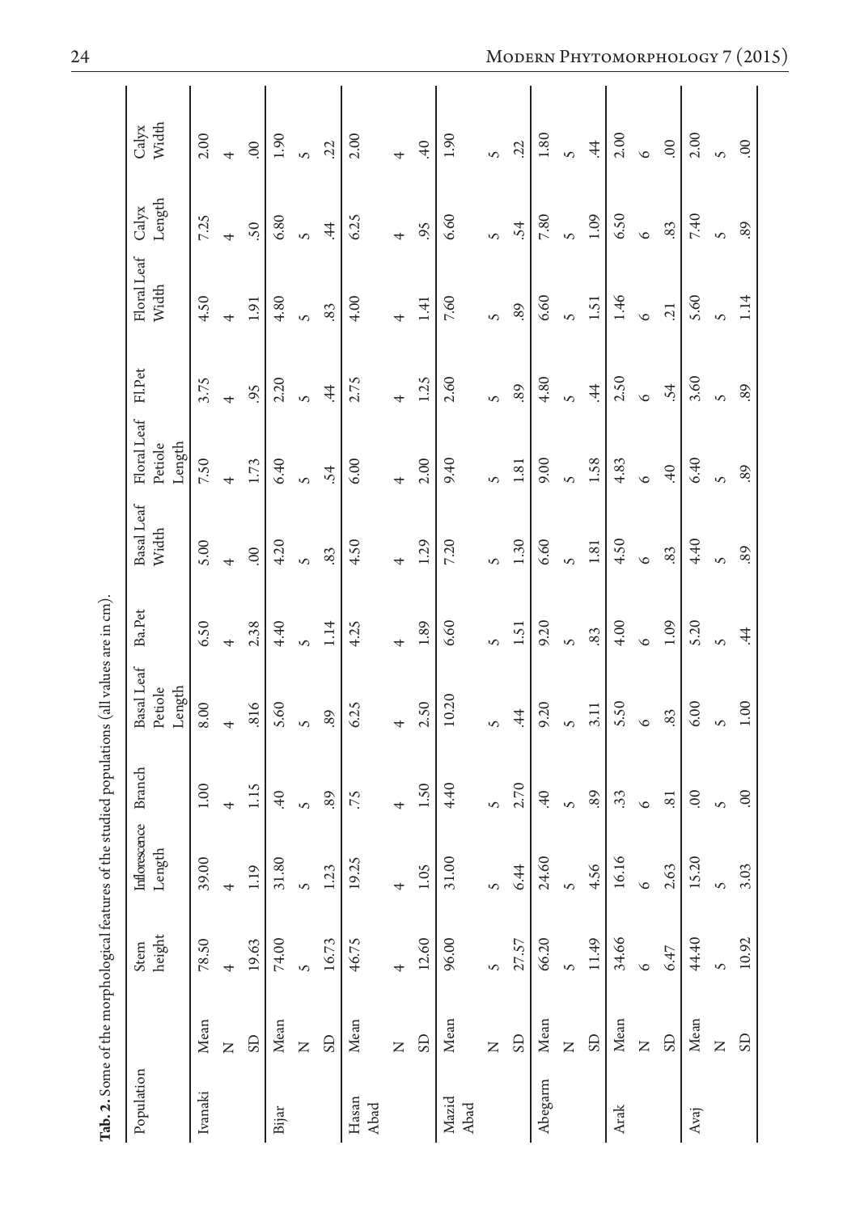**Tab. 2.** Some of the morphological features of the studied populations (all values are in cm).

| Population | | Stem height | Inflorescence Length | Branch | Basal Leaf Petiole Length | Ba.Pet | Basal Leaf Width | Floral Leaf Petiole Length | Fl.Pet | Floral Leaf Width | Calyx Length | Calyx Width |
|---|---|---|---|---|---|---|---|---|---|---|---|---|
| Ivanaki | Mean | 78.50 | 39.00 | 1.00 | 8.00 | 6.50 | 5.00 | 7.50 | 3.75 | 4.50 | 7.25 | 2.00 |
| | N | 4 | 4 | 4 | 4 | 4 | 4 | 4 | 4 | 4 | 4 | 4 |
| | SD | 19.63 | 1.19 | 1.15 | .816 | 2.38 | .00 | 1.73 | .95 | 1.91 | .50 | .00 |
| Bijar | Mean | 74.00 | 31.80 | .40 | 5.60 | 4.40 | 4.20 | 6.40 | 2.20 | 4.80 | 6.80 | 1.90 |
| | N | 5 | 5 | 5 | 5 | 5 | 5 | 5 | 5 | 5 | 5 | 5 |
| | SD | 16.73 | 1.23 | .89 | .89 | 1.14 | .83 | .54 | .44 | .83 | .44 | .22 |
| Hasan Abad | Mean | 46.75 | 19.25 | .75 | 6.25 | 4.25 | 4.50 | 6.00 | 2.75 | 4.00 | 6.25 | 2.00 |
| | N | 4 | 4 | 4 | 4 | 4 | 4 | 4 | 4 | 4 | 4 | 4 |
| | SD | 12.60 | 1.05 | 1.50 | 2.50 | 1.89 | 1.29 | 2.00 | 1.25 | 1.41 | .95 | .40 |
| Mazid Abad | Mean | 96.00 | 31.00 | 4.40 | 10.20 | 6.60 | 7.20 | 9.40 | 2.60 | 7.60 | 6.60 | 1.90 |
| | N | 5 | 5 | 5 | 5 | 5 | 5 | 5 | 5 | 5 | 5 | 5 |
| | SD | 27.57 | 6.44 | 2.70 | .44 | 1.51 | 1.30 | 1.81 | .89 | .89 | .54 | .22 |
| Abegarm | Mean | 66.20 | 24.60 | .40 | 9.20 | 9.20 | 6.60 | 9.00 | 4.80 | 6.60 | 7.80 | 1.80 |
| | N | 5 | 5 | 5 | 5 | 5 | 5 | 5 | 5 | 5 | 5 | 5 |
| | SD | 11.49 | 4.56 | .89 | 3.11 | .83 | 1.81 | 1.58 | .44 | 1.51 | 1.09 | .44 |
| Arak | Mean | 34.66 | 16.16 | .33 | 5.50 | 4.00 | 4.50 | 4.83 | 2.50 | 1.46 | 6.50 | 2.00 |
| | N | 6 | 6 | 6 | 6 | 6 | 6 | 6 | 6 | 6 | 6 | 6 |
| | SD | 6.47 | 2.63 | .81 | .83 | 1.09 | .83 | .40 | .54 | .21 | .83 | .00 |
| Avaj | Mean | 44.40 | 15.20 | .00 | 6.00 | 5.20 | 4.40 | 6.40 | 3.60 | 5.60 | 7.40 | 2.00 |
| | N | 5 | 5 | 5 | 5 | 5 | 5 | 5 | 5 | 5 | 5 | 5 |
| | SD | 10.92 | 3.03 | .00 | 1.00 | .44 | .89 | .89 | .89 | 1.14 | .89 | .00 |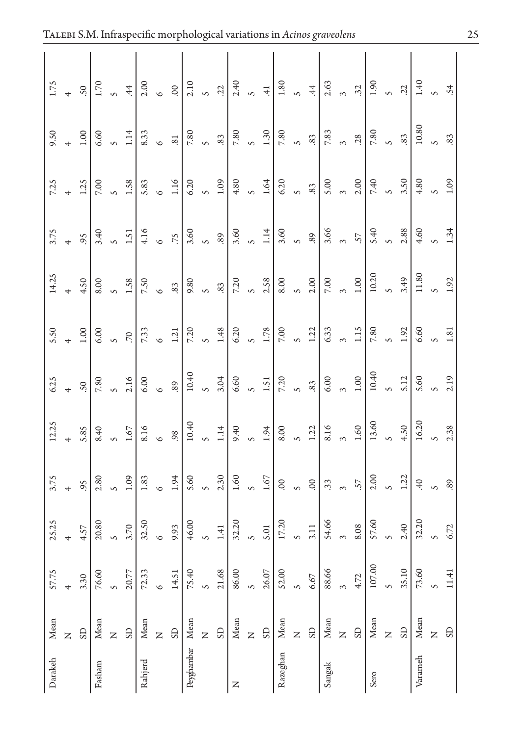| | | | | | | | | | | | | |
|---|---|---|---|---|---|---|---|---|---|---|---|---|
| Darakeh | Mean | 57.75 | 25.25 | 3.75 | 12.25 | 6.25 | 5.50 | 14.25 | 3.75 | 7.25 | 9.50 | 1.75 |
| | N | 4 | 4 | 4 | 4 | 4 | 4 | 4 | 4 | 4 | 4 | 4 |
| | SD | 3.30 | 4.57 | .95 | 5.85 | .50 | 1.00 | 4.50 | .95 | 1.25 | 1.00 | .50 |
| Fasham | Mean | 76.60 | 20.80 | 2.80 | 8.40 | 7.80 | 6.00 | 8.00 | 3.40 | 7.00 | 6.60 | 1.70 |
| | N | 5 | 5 | 5 | 5 | 5 | 5 | 5 | 5 | 5 | 5 | 5 |
| | SD | 20.77 | 3.70 | 1.09 | 1.67 | 2.16 | .70 | 1.58 | 1.51 | 1.58 | 1.14 | .44 |
| Rahjerd | Mean | 72.33 | 32.50 | 1.83 | 8.16 | 6.00 | 7.33 | 7.50 | 4.16 | 5.83 | 8.33 | 2.00 |
| | N | 6 | 6 | 6 | 6 | 6 | 6 | 6 | 6 | 6 | 6 | 6 |
| | SD | 14.51 | 9.93 | 1.94 | .98 | .89 | 1.21 | .83 | .75 | 1.16 | .81 | .00 |
| Peyghambar | Mean | 75.40 | 46.00 | 5.60 | 10.40 | 10.40 | 7.20 | 9.80 | 3.60 | 6.20 | 7.80 | 2.10 |
| | N | 5 | 5 | 5 | 5 | 5 | 5 | 5 | 5 | 5 | 5 | 5 |
| | SD | 21.68 | 1.41 | 2.30 | 1.14 | 3.04 | 1.48 | .83 | .89 | 1.09 | .83 | .22 |
| N | Mean | 86.00 | 32.20 | 1.60 | 9.40 | 6.60 | 6.20 | 7.20 | 3.60 | 4.80 | 7.80 | 2.40 |
| | N | 5 | 5 | 5 | 5 | 5 | 5 | 5 | 5 | 5 | 5 | 5 |
| | SD | 26.07 | 5.01 | 1.67 | 1.94 | 1.51 | 1.78 | 2.58 | 1.14 | 1.64 | 1.30 | .41 |
| Razeghan | Mean | 52.00 | 17.20 | .00 | 8.00 | 7.20 | 7.00 | 8.00 | 3.60 | 6.20 | 7.80 | 1.80 |
| | N | 5 | 5 | 5 | 5 | 5 | 5 | 5 | 5 | 5 | 5 | 5 |
| | SD | 6.67 | 3.11 | .00 | 1.22 | .83 | 1.22 | 2.00 | .89 | .83 | .83 | .44 |
| Sangak | Mean | 88.66 | 54.66 | .33 | 8.16 | 6.00 | 6.33 | 7.00 | 3.66 | 5.00 | 7.83 | 2.63 |
| | N | 3 | 3 | 3 | 3 | 3 | 3 | 3 | 3 | 3 | 3 | 3 |
| | SD | 4.72 | 8.08 | .57 | 1.60 | 1.00 | 1.15 | 1.00 | .57 | 2.00 | .28 | .32 |
| Sero | Mean | 107.00 | 57.60 | 2.00 | 13.60 | 10.40 | 7.80 | 10.20 | 5.40 | 7.40 | 7.80 | 1.90 |
| | N | 5 | 5 | 5 | 5 | 5 | 5 | 5 | 5 | 5 | 5 | 5 |
| | SD | 35.10 | 2.40 | 1.22 | 4.50 | 5.12 | 1.92 | 3.49 | 2.88 | 3.50 | .83 | .22 |
| Varameh | Mean | 73.60 | 32.20 | .40 | 16.20 | 5.60 | 6.60 | 11.80 | 4.60 | 4.80 | 10.80 | 1.40 |
| | N | 5 | 5 | 5 | 5 | 5 | 5 | 5 | 5 | 5 | 5 | 5 |
| | SD | 11.41 | 6.72 | .89 | 2.38 | 2.19 | 1.81 | 1.92 | 1.34 | 1.09 | .83 | .54 |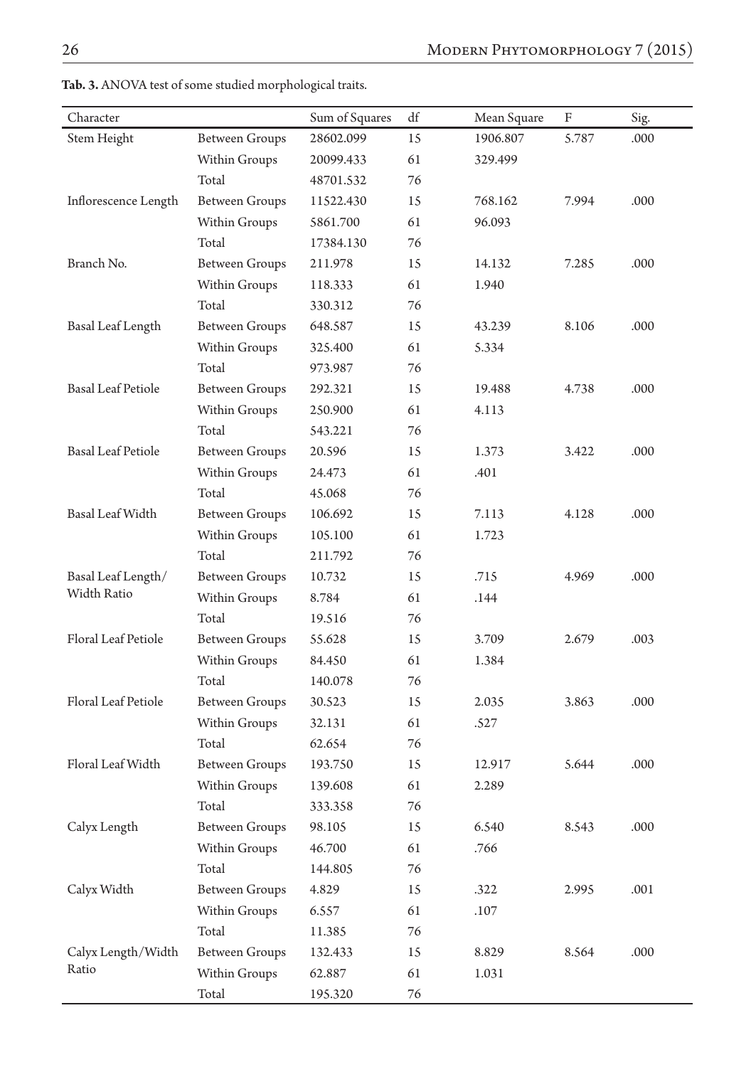**Tab. 3.** ANOVA test of some studied morphological traits.

| Character | | Sum of Squares | df | Mean Square | F | Sig. |
|---|---|---|---|---|---|---|
| Stem Height | Between Groups | 28602.099 | 15 | 1906.807 | 5.787 | .000 |
| | Within Groups | 20099.433 | 61 | 329.499 | | |
| | Total | 48701.532 | 76 | | | |
| Inflorescence Length | Between Groups | 11522.430 | 15 | 768.162 | 7.994 | .000 |
| | Within Groups | 5861.700 | 61 | 96.093 | | |
| | Total | 17384.130 | 76 | | | |
| Branch No. | Between Groups | 211.978 | 15 | 14.132 | 7.285 | .000 |
| | Within Groups | 118.333 | 61 | 1.940 | | |
| | Total | 330.312 | 76 | | | |
| Basal Leaf Length | Between Groups | 648.587 | 15 | 43.239 | 8.106 | .000 |
| | Within Groups | 325.400 | 61 | 5.334 | | |
| | Total | 973.987 | 76 | | | |
| Basal Leaf Petiole | Between Groups | 292.321 | 15 | 19.488 | 4.738 | .000 |
| | Within Groups | 250.900 | 61 | 4.113 | | |
| | Total | 543.221 | 76 | | | |
| Basal Leaf Petiole | Between Groups | 20.596 | 15 | 1.373 | 3.422 | .000 |
| | Within Groups | 24.473 | 61 | .401 | | |
| | Total | 45.068 | 76 | | | |
| Basal Leaf Width | Between Groups | 106.692 | 15 | 7.113 | 4.128 | .000 |
| | Within Groups | 105.100 | 61 | 1.723 | | |
| | Total | 211.792 | 76 | | | |
| Basal Leaf Length/ Width Ratio | Between Groups | 10.732 | 15 | .715 | 4.969 | .000 |
| | Within Groups | 8.784 | 61 | .144 | | |
| | Total | 19.516 | 76 | | | |
| Floral Leaf Petiole | Between Groups | 55.628 | 15 | 3.709 | 2.679 | .003 |
| | Within Groups | 84.450 | 61 | 1.384 | | |
| | Total | 140.078 | 76 | | | |
| Floral Leaf Petiole | Between Groups | 30.523 | 15 | 2.035 | 3.863 | .000 |
| | Within Groups | 32.131 | 61 | .527 | | |
| | Total | 62.654 | 76 | | | |
| Floral Leaf Width | Between Groups | 193.750 | 15 | 12.917 | 5.644 | .000 |
| | Within Groups | 139.608 | 61 | 2.289 | | |
| | Total | 333.358 | 76 | | | |
| Calyx Length | Between Groups | 98.105 | 15 | 6.540 | 8.543 | .000 |
| | Within Groups | 46.700 | 61 | .766 | | |
| | Total | 144.805 | 76 | | | |
| Calyx Width | Between Groups | 4.829 | 15 | .322 | 2.995 | .001 |
| | Within Groups | 6.557 | 61 | .107 | | |
| | Total | 11.385 | 76 | | | |
| Calyx Length/Width Ratio | Between Groups | 132.433 | 15 | 8.829 | 8.564 | .000 |
| | Within Groups | 62.887 | 61 | 1.031 | | |
| | Total | 195.320 | 76 | | | |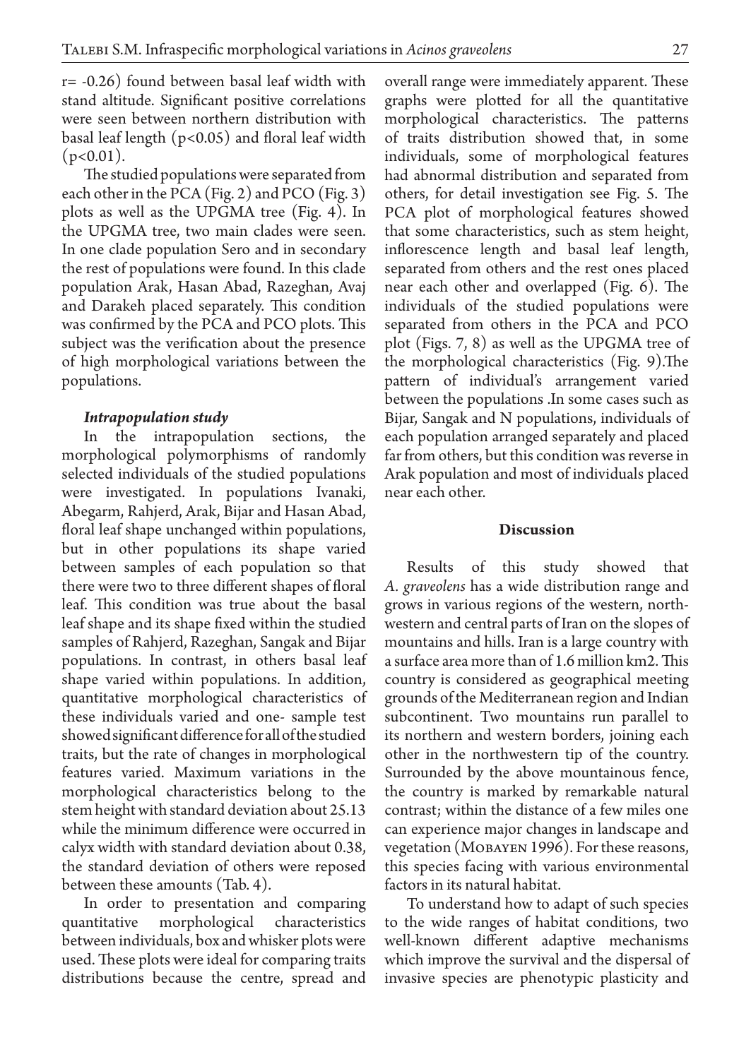r= -0.26) found between basal leaf width with stand altitude. Significant positive correlations were seen between northern distribution with basal leaf length ($p<0.05$) and floral leaf width ($p<0.01$).

The studied populations were separated from each other in the PCA (Fig. 2) and PCO (Fig. 3) plots as well as the UPGMA tree (Fig. 4). In the UPGMA tree, two main clades were seen. In one clade population Sero and in secondary the rest of populations were found. In this clade population Arak, Hasan Abad, Razeghan, Avaj and Darakeh placed separately. This condition was confirmed by the PCA and PCO plots. This subject was the verification about the presence of high morphological variations between the populations.

### *Intrapopulation study*

In the intrapopulation sections, the morphological polymorphisms of randomly selected individuals of the studied populations were investigated. In populations Ivanaki, Abegarm, Rahjerd, Arak, Bijar and Hasan Abad, floral leaf shape unchanged within populations, but in other populations its shape varied between samples of each population so that there were two to three different shapes of floral leaf. This condition was true about the basal leaf shape and its shape fixed within the studied samples of Rahjerd, Razeghan, Sangak and Bijar populations. In contrast, in others basal leaf shape varied within populations. In addition, quantitative morphological characteristics of these individuals varied and one- sample test showed significant difference for all of the studied traits, but the rate of changes in morphological features varied. Maximum variations in the morphological characteristics belong to the stem height with standard deviation about 25.13 while the minimum difference were occurred in calyx width with standard deviation about 0.38, the standard deviation of others were reposed between these amounts (Tab. 4).

In order to presentation and comparing quantitative morphological characteristics between individuals, box and whisker plots were used. These plots were ideal for comparing traits distributions because the centre, spread and overall range were immediately apparent. These graphs were plotted for all the quantitative morphological characteristics. The patterns of traits distribution showed that, in some individuals, some of morphological features had abnormal distribution and separated from others, for detail investigation see Fig. 5. The PCA plot of morphological features showed that some characteristics, such as stem height, inflorescence length and basal leaf length, separated from others and the rest ones placed near each other and overlapped (Fig. 6). The individuals of the studied populations were separated from others in the PCA and PCO plot (Figs. 7, 8) as well as the UPGMA tree of the morphological characteristics (Fig. 9).The pattern of individual's arrangement varied between the populations .In some cases such as Bijar, Sangak and N populations, individuals of each population arranged separately and placed far from others, but this condition was reverse in Arak population and most of individuals placed near each other.

## Discussion

Results of this study showed that *A. graveolens* has a wide distribution range and grows in various regions of the western, north-western and central parts of Iran on the slopes of mountains and hills. Iran is a large country with a surface area more than of 1.6 million km2. This country is considered as geographical meeting grounds of the Mediterranean region and Indian subcontinent. Two mountains run parallel to its northern and western borders, joining each other in the northwestern tip of the country. Surrounded by the above mountainous fence, the country is marked by remarkable natural contrast; within the distance of a few miles one can experience major changes in landscape and vegetation (Mobayen 1996). For these reasons, this species facing with various environmental factors in its natural habitat.

To understand how to adapt of such species to the wide ranges of habitat conditions, two well-known different adaptive mechanisms which improve the survival and the dispersal of invasive species are phenotypic plasticity and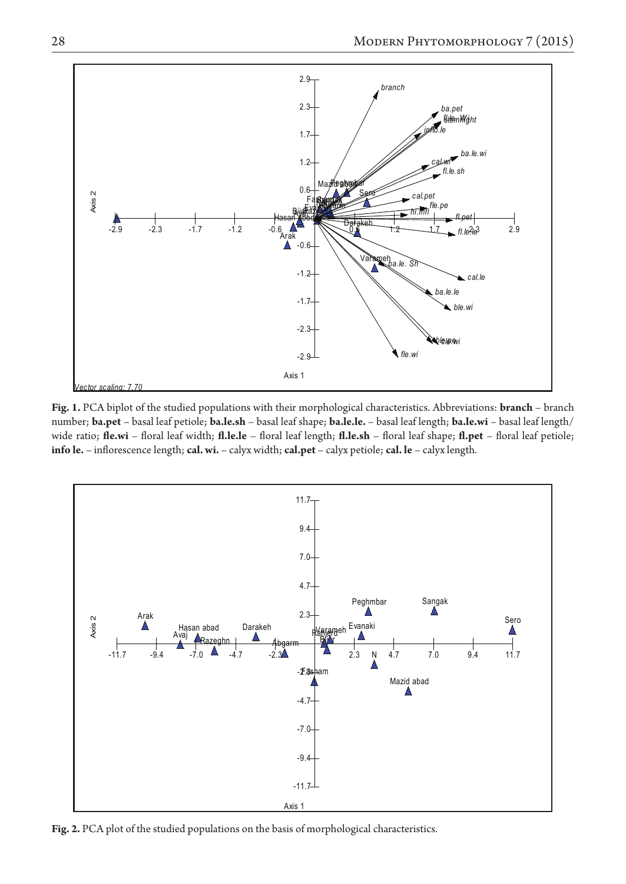**Fig. 1.** PCA biplot of the studied populations with their morphological characteristics. Abbreviations: **branch** – branch number; **ba.pet** – basal leaf petiole; **ba.le.sh** – basal leaf shape; **ba.le.le.** – basal leaf length; **ba.le.wi** – basal leaf length/wide ratio; **fle.wi** – floral leaf width; **fl.le.le** – floral leaf length; **fl.le.sh** – floral leaf shape; **fl.pet** – floral leaf petiole; **info le.** – inflorescence length; **cal. wi.** – calyx width; **cal.pet** – calyx petiole; **cal. le** – calyx length.

**Fig. 2.** PCA plot of the studied populations on the basis of morphological characteristics.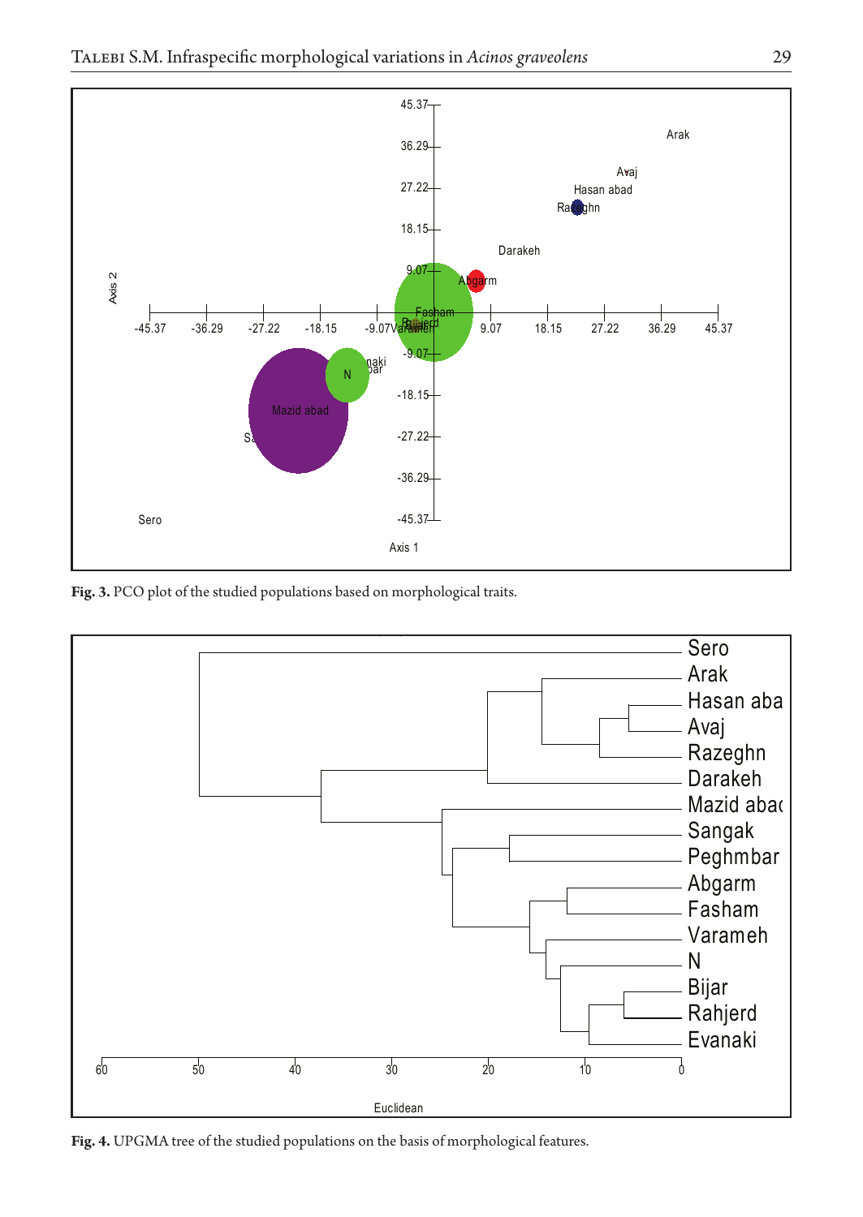**Fig. 3.** PCO plot of the studied populations based on morphological traits.

**Fig. 4.** UPGMA tree of the studied populations on the basis of morphological features.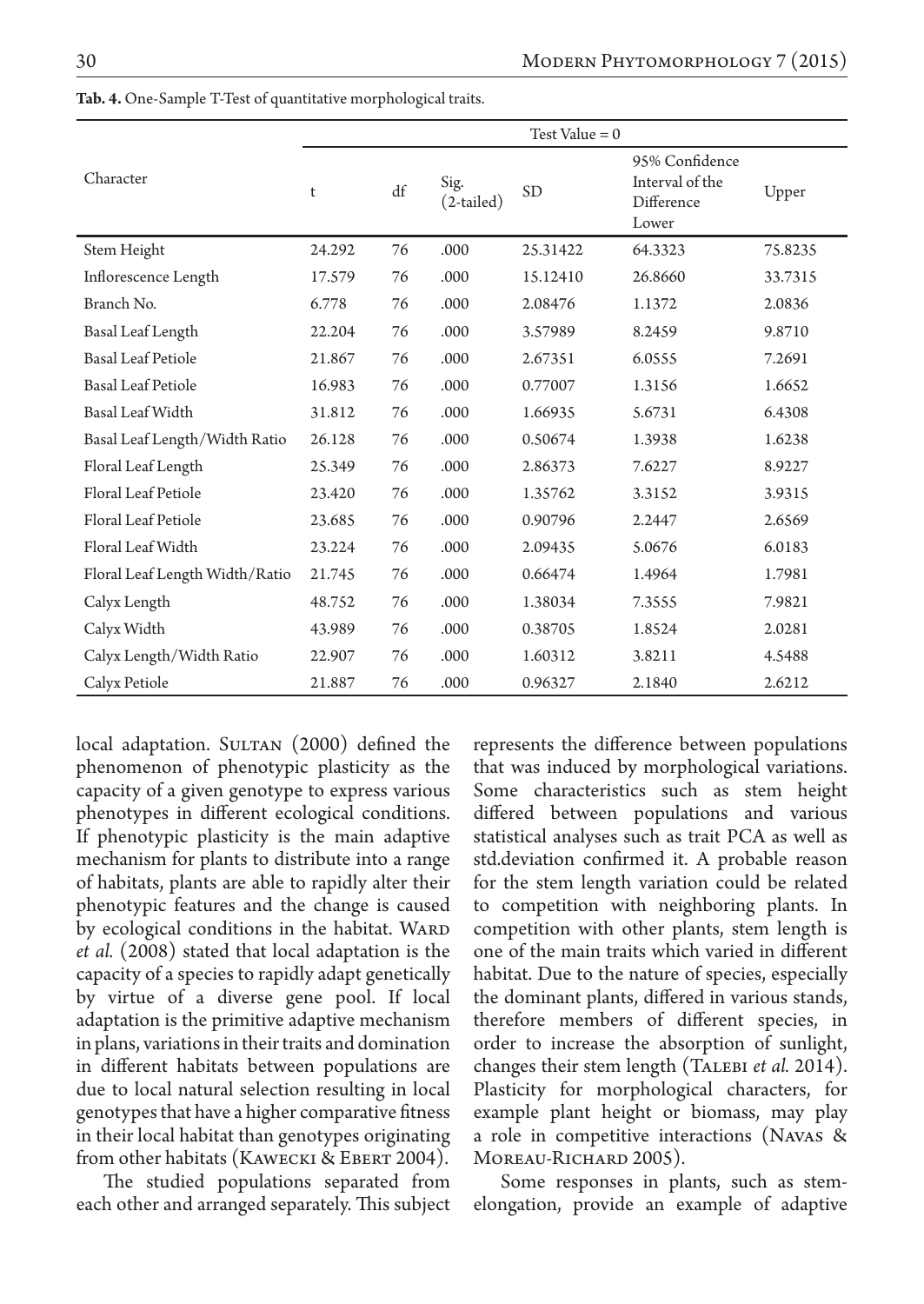**Tab. 4.** One-Sample T-Test of quantitative morphological traits.

| Character | Test Value = 0 | | | | | |
|---|---|---|---|---|---|---|
| | t | df | Sig. (2-tailed) | SD | 95% Confidence Interval of the Difference Lower | Upper |
| Stem Height | 24.292 | 76 | .000 | 25.31422 | 64.3323 | 75.8235 |
| Inflorescence Length | 17.579 | 76 | .000 | 15.12410 | 26.8660 | 33.7315 |
| Branch No. | 6.778 | 76 | .000 | 2.08476 | 1.1372 | 2.0836 |
| Basal Leaf Length | 22.204 | 76 | .000 | 3.57989 | 8.2459 | 9.8710 |
| Basal Leaf Petiole | 21.867 | 76 | .000 | 2.67351 | 6.0555 | 7.2691 |
| Basal Leaf Petiole | 16.983 | 76 | .000 | 0.77007 | 1.3156 | 1.6652 |
| Basal Leaf Width | 31.812 | 76 | .000 | 1.66935 | 5.6731 | 6.4308 |
| Basal Leaf Length/Width Ratio | 26.128 | 76 | .000 | 0.50674 | 1.3938 | 1.6238 |
| Floral Leaf Length | 25.349 | 76 | .000 | 2.86373 | 7.6227 | 8.9227 |
| Floral Leaf Petiole | 23.420 | 76 | .000 | 1.35762 | 3.3152 | 3.9315 |
| Floral Leaf Petiole | 23.685 | 76 | .000 | 0.90796 | 2.2447 | 2.6569 |
| Floral Leaf Width | 23.224 | 76 | .000 | 2.09435 | 5.0676 | 6.0183 |
| Floral Leaf Length Width/Ratio | 21.745 | 76 | .000 | 0.66474 | 1.4964 | 1.7981 |
| Calyx Length | 48.752 | 76 | .000 | 1.38034 | 7.3555 | 7.9821 |
| Calyx Width | 43.989 | 76 | .000 | 0.38705 | 1.8524 | 2.0281 |
| Calyx Length/Width Ratio | 22.907 | 76 | .000 | 1.60312 | 3.8211 | 4.5488 |
| Calyx Petiole | 21.887 | 76 | .000 | 0.96327 | 2.1840 | 2.6212 |

local adaptation. Sultan (2000) defined the phenomenon of phenotypic plasticity as the capacity of a given genotype to express various phenotypes in different ecological conditions. If phenotypic plasticity is the main adaptive mechanism for plants to distribute into a range of habitats, plants are able to rapidly alter their phenotypic features and the change is caused by ecological conditions in the habitat. Ward *et al.* (2008) stated that local adaptation is the capacity of a species to rapidly adapt genetically by virtue of a diverse gene pool. If local adaptation is the primitive adaptive mechanism in plans, variations in their traits and domination in different habitats between populations are due to local natural selection resulting in local genotypes that have a higher comparative fitness in their local habitat than genotypes originating from other habitats (Kawecki & Ebert 2004).

The studied populations separated from each other and arranged separately. This subject represents the difference between populations that was induced by morphological variations. Some characteristics such as stem height differed between populations and various statistical analyses such as trait PCA as well as std.deviation confirmed it. A probable reason for the stem length variation could be related to competition with neighboring plants. In competition with other plants, stem length is one of the main traits which varied in different habitat. Due to the nature of species, especially the dominant plants, differed in various stands, therefore members of different species, in order to increase the absorption of sunlight, changes their stem length (Talebi *et al.* 2014). Plasticity for morphological characters, for example plant height or biomass, may play a role in competitive interactions (Navas & Moreau-Richard 2005).

Some responses in plants, such as stem-elongation, provide an example of adaptive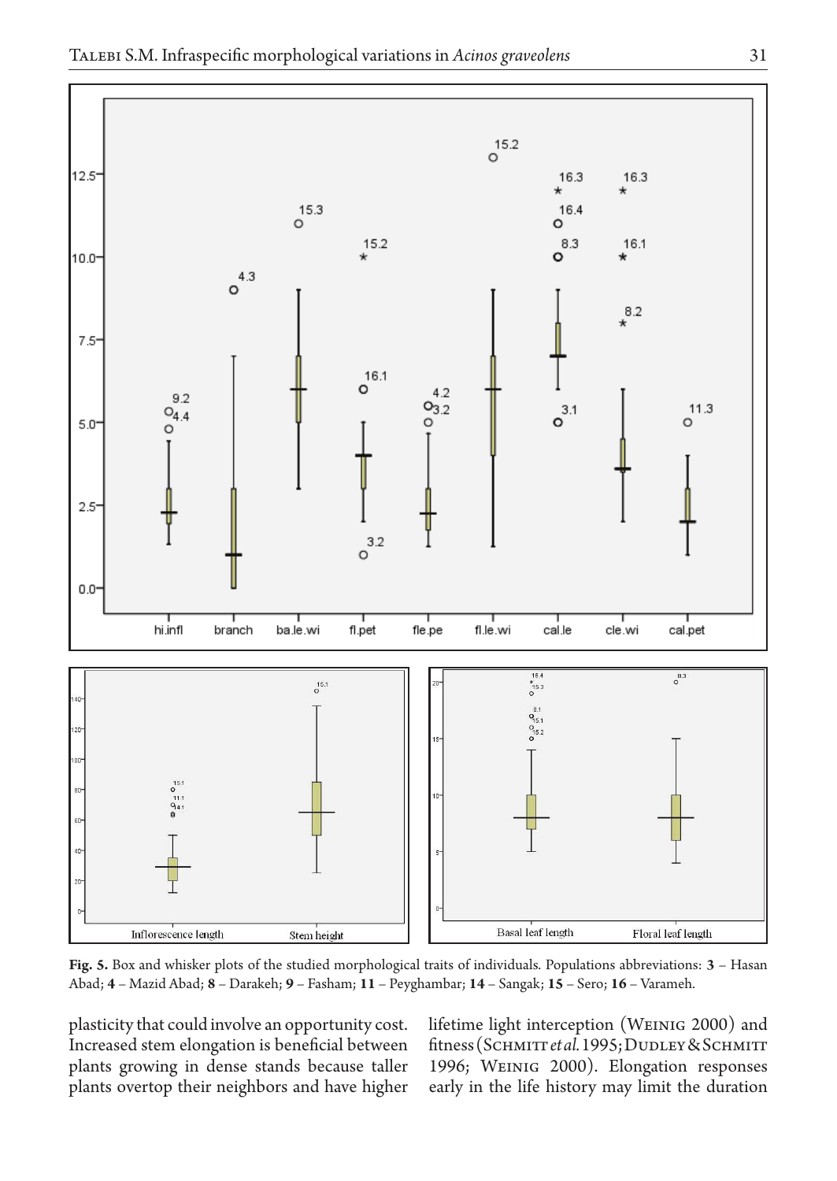**Fig. 5.** Box and whisker plots of the studied morphological traits of individuals. Populations abbreviations: **3** – Hasan Abad; **4** – Mazid Abad; **8** – Darakeh; **9** – Fasham; **11** – Peyghambar; **14** – Sangak; **15** – Sero; **16** – Varameh.

plasticity that could involve an opportunity cost. Increased stem elongation is beneficial between plants growing in dense stands because taller plants overtop their neighbors and have higher lifetime light interception (Weinig 2000) and fitness (Schmitt *et al.* 1995; Dudley & Schmitt 1996; Weinig 2000). Elongation responses early in the life history may limit the duration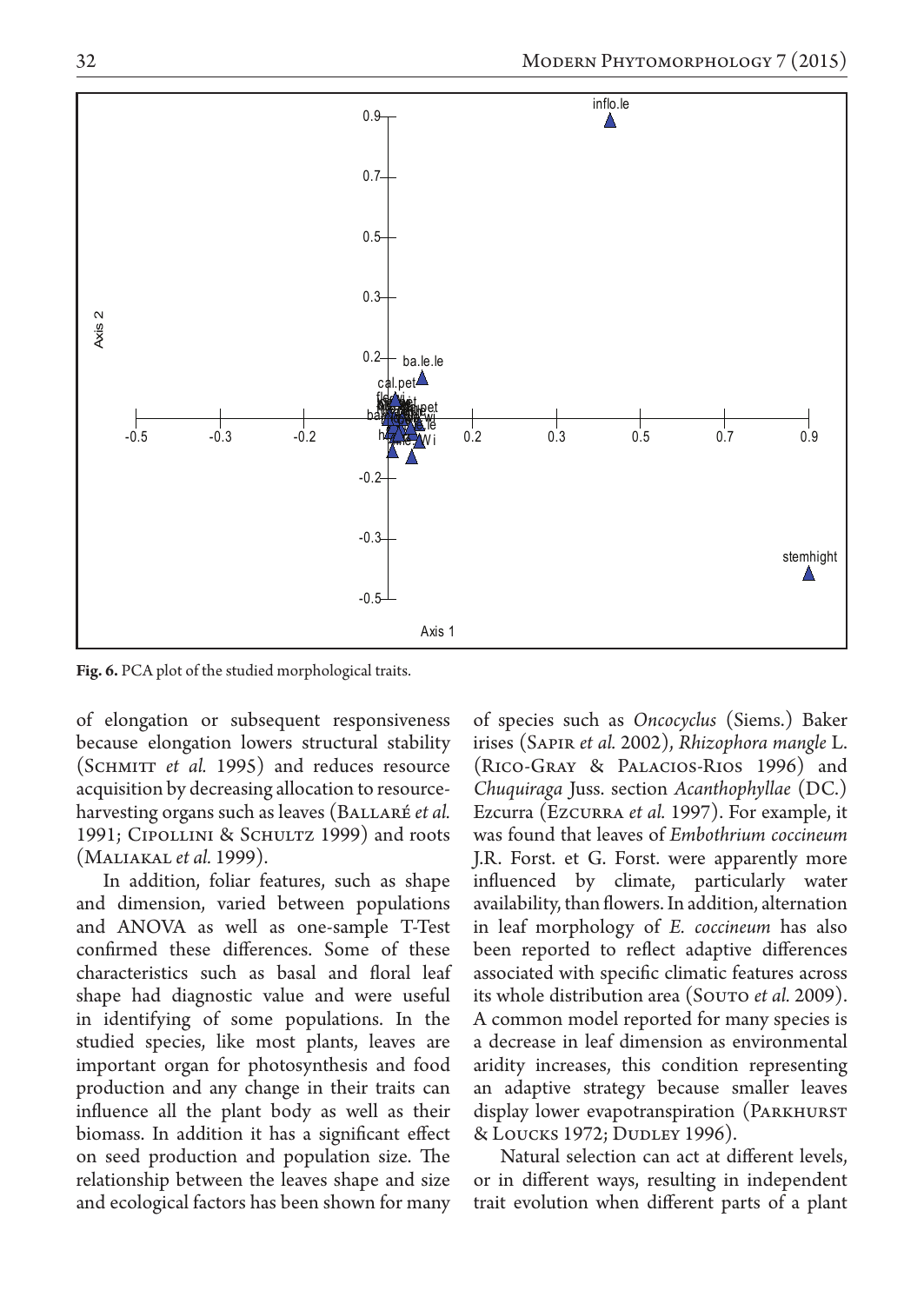Fig. 6. PCA plot of the studied morphological traits.

of elongation or subsequent responsiveness because elongation lowers structural stability (Schmitt *et al.* 1995) and reduces resource acquisition by decreasing allocation to resource-harvesting organs such as leaves (Ballaré *et al.* 1991; Cipollini & Schultz 1999) and roots (Maliakal *et al.* 1999).

In addition, foliar features, such as shape and dimension, varied between populations and ANOVA as well as one-sample T-Test confirmed these differences. Some of these characteristics such as basal and floral leaf shape had diagnostic value and were useful in identifying of some populations. In the studied species, like most plants, leaves are important organ for photosynthesis and food production and any change in their traits can influence all the plant body as well as their biomass. In addition it has a significant effect on seed production and population size. The relationship between the leaves shape and size and ecological factors has been shown for many of species such as *Oncocyclus* (Siems.) Baker irises (Sapir *et al.* 2002), *Rhizophora mangle* L. (Rico-Gray & Palacios-Rios 1996) and *Chuquiraga* Juss. section *Acanthophyllae* (DC.) Ezcurra (Ezcurra *et al.* 1997). For example, it was found that leaves of *Embothrium coccineum* J.R. Forst. et G. Forst. were apparently more influenced by climate, particularly water availability, than flowers. In addition, alternation in leaf morphology of *E. coccineum* has also been reported to reflect adaptive differences associated with specific climatic features across its whole distribution area (Souto *et al.* 2009). A common model reported for many species is a decrease in leaf dimension as environmental aridity increases, this condition representing an adaptive strategy because smaller leaves display lower evapotranspiration (Parkhurst & Loucks 1972; Dudley 1996).

Natural selection can act at different levels, or in different ways, resulting in independent trait evolution when different parts of a plant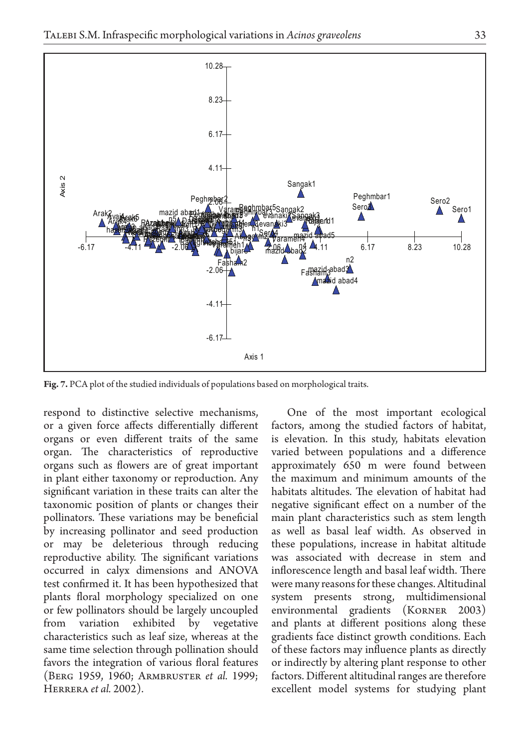Fig. 7. PCA plot of the studied individuals of populations based on morphological traits.

respond to distinctive selective mechanisms, or a given force affects differentially different organs or even different traits of the same organ. The characteristics of reproductive organs such as flowers are of great important in plant either taxonomy or reproduction. Any significant variation in these traits can alter the taxonomic position of plants or changes their pollinators. These variations may be beneficial by increasing pollinator and seed production or may be deleterious through reducing reproductive ability. The significant variations occurred in calyx dimensions and ANOVA test confirmed it. It has been hypothesized that plants floral morphology specialized on one or few pollinators should be largely uncoupled from variation exhibited by vegetative characteristics such as leaf size, whereas at the same time selection through pollination should favors the integration of various floral features (Berg 1959, 1960; Armbruster *et al.* 1999; Herrera *et al.* 2002).

One of the most important ecological factors, among the studied factors of habitat, is elevation. In this study, habitats elevation varied between populations and a difference approximately 650 m were found between the maximum and minimum amounts of the habitats altitudes. The elevation of habitat had negative significant effect on a number of the main plant characteristics such as stem length as well as basal leaf width. As observed in these populations, increase in habitat altitude was associated with decrease in stem and inflorescence length and basal leaf width. There were many reasons for these changes. Altitudinal system presents strong, multidimensional environmental gradients (Korner 2003) and plants at different positions along these gradients face distinct growth conditions. Each of these factors may influence plants as directly or indirectly by altering plant response to other factors. Different altitudinal ranges are therefore excellent model systems for studying plant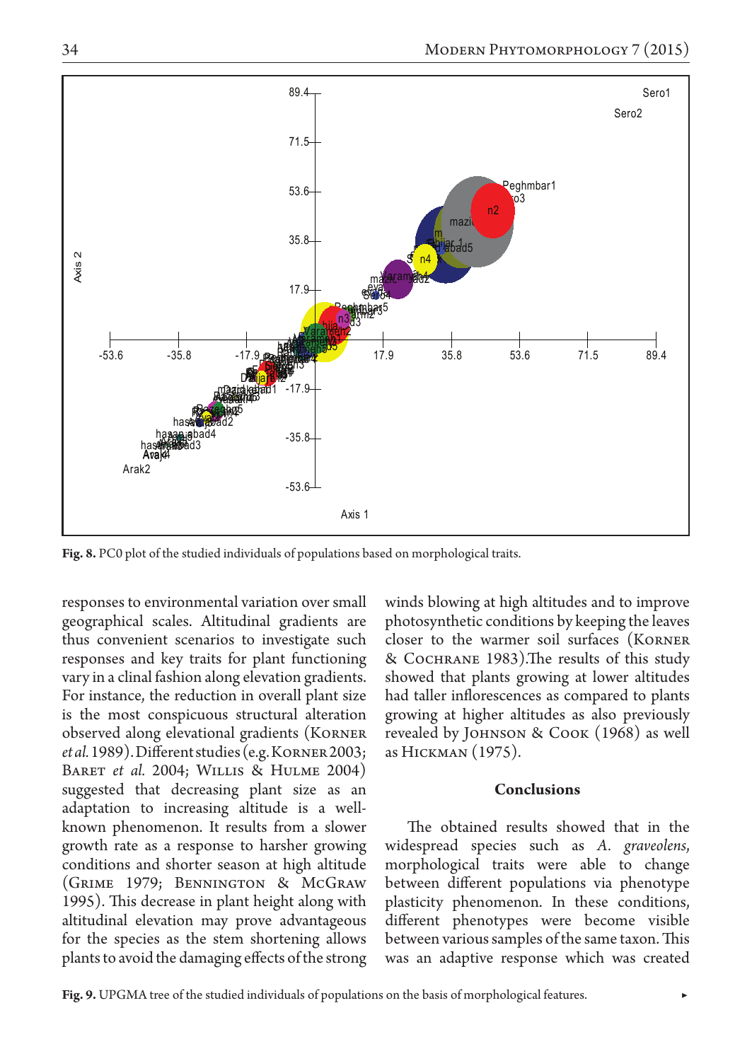**Fig. 8.** PC0 plot of the studied individuals of populations based on morphological traits.

responses to environmental variation over small geographical scales. Altitudinal gradients are thus convenient scenarios to investigate such responses and key traits for plant functioning vary in a clinal fashion along elevation gradients. For instance, the reduction in overall plant size is the most conspicuous structural alteration observed along elevational gradients (Korner *et al.* 1989). Different studies (e.g. Korner 2003; Baret *et al.* 2004; Willis & Hulme 2004) suggested that decreasing plant size as an adaptation to increasing altitude is a well-known phenomenon. It results from a slower growth rate as a response to harsher growing conditions and shorter season at high altitude (Grime 1979; Bennington & McGraw 1995). This decrease in plant height along with altitudinal elevation may prove advantageous for the species as the stem shortening allows plants to avoid the damaging effects of the strong winds blowing at high altitudes and to improve photosynthetic conditions by keeping the leaves closer to the warmer soil surfaces (Korner & Cochrane 1983).The results of this study showed that plants growing at lower altitudes had taller inflorescences as compared to plants growing at higher altitudes as also previously revealed by Johnson & Cook (1968) as well as Hickman (1975).

## Conclusions

The obtained results showed that in the widespread species such as *A. graveolens*, morphological traits were able to change between different populations via phenotype plasticity phenomenon. In these conditions, different phenotypes were become visible between various samples of the same taxon. This was an adaptive response which was created

**Fig. 9.** UPGMA tree of the studied individuals of populations on the basis of morphological features.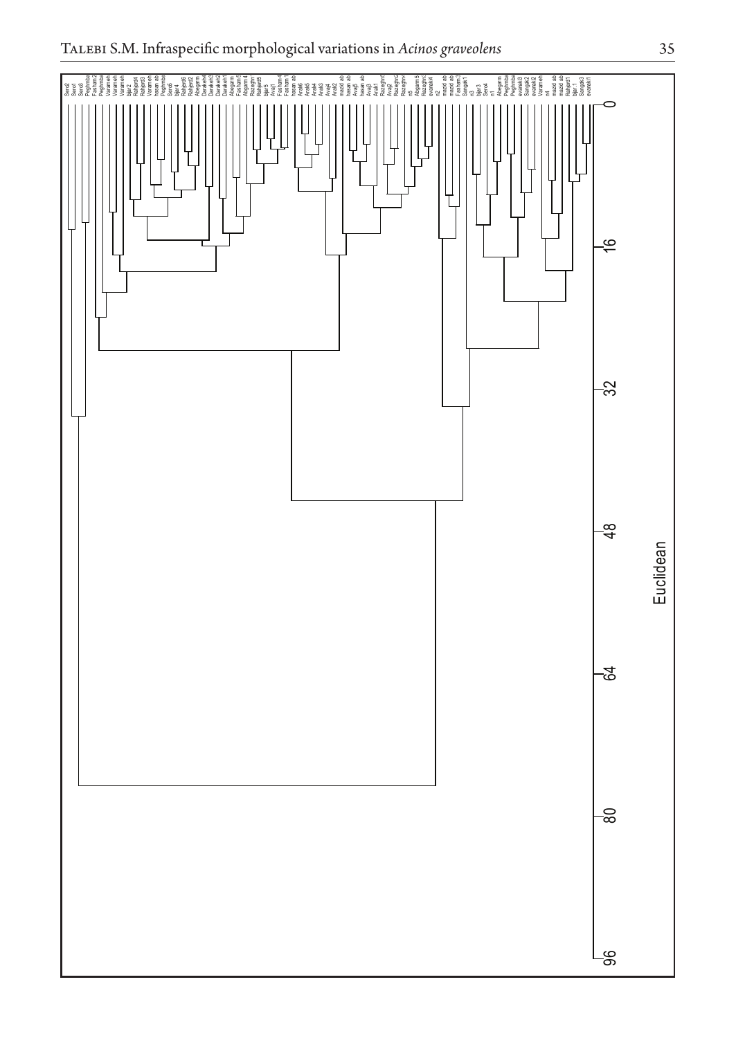Sero2
Sero1
Sero3
Peghmba
Fasham2
Peghmba
Varameh
Varameh
Varameh
bijar2
Rahjerd4
Rahjerd3
Varameh
hasan ab
Peghmba
Sero5
bijar4
Rahjerd5
Rahjerd2
Abegarm
Darakeh4
Darakeh3
Darakeh2
Darakeh1
Abegarm
Fasham5
Abegarm4
Razeghm
Rahjerd5
bijar5
Avaj1
Fasham4
Fasham1
hasan ab
Arak6
Arak5
Arak4
Arak3
Avaj4
Arak2
mazid ab
hasan ab
Avaj5
hasan ab
Avaj3
Arak1
Razeghm
Avaj2
Razeghm
Razeghm
n5
Abegarm5
Razeghm
evanaki4
n2
mazid ab
mazid ab
Fasham3
Sangak1
n3
bijar3
Sero4
n1
Abegarm
Peghmba
Peghmba
evanaki3
Sangak2
evanaki2
Varameh
n4
mazid ab
mazid ab
Rahjerd1
bijar 1
Sangak3
evanaki1

0
16
32
48
64
80
96

Euclidean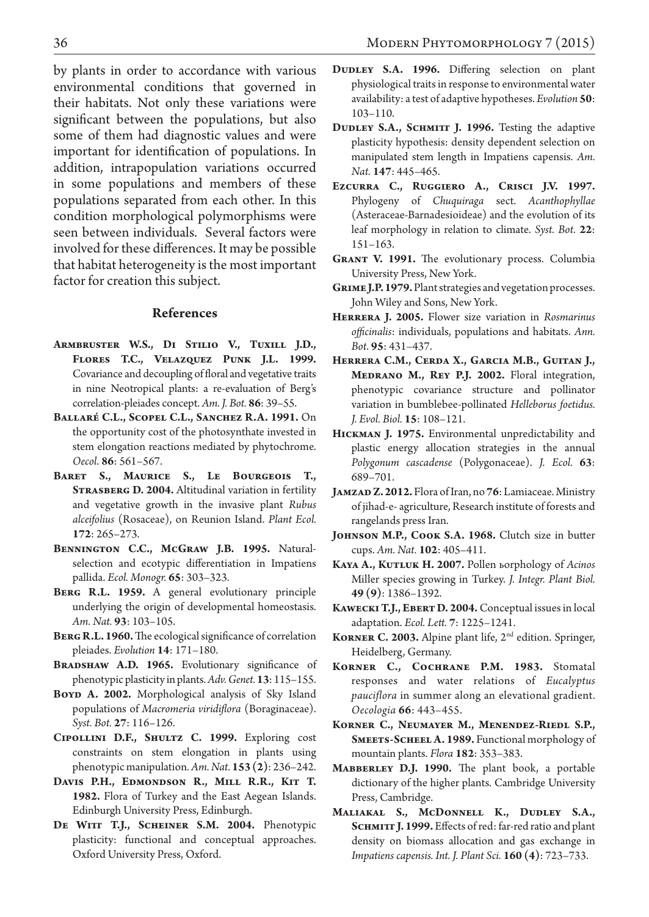by plants in order to accordance with various environmental conditions that governed in their habitats. Not only these variations were significant between the populations, but also some of them had diagnostic values and were important for identification of populations. In addition, intrapopulation variations occurred in some populations and members of these populations separated from each other. In this condition morphological polymorphisms were seen between individuals. Several factors were involved for these differences. It may be possible that habitat heterogeneity is the most important factor for creation this subject.

## References

**Armbruster W.S., Di Stilio V., Tuxill J.D., Flores T.C., Velazquez Punk J.L. 1999.** Covariance and decoupling of floral and vegetative traits in nine Neotropical plants: a re-evaluation of Berg's correlation-pleiades concept. *Am. J. Bot.* **86**: 39–55.

**Ballaré C.L., Scopel C.L., Sanchez R.A. 1991.** On the opportunity cost of the photosynthate invested in stem elongation reactions mediated by phytochrome. *Oecol.* **86**: 561–567.

**Baret S., Maurice S., Le Bourgeois T., Strasberg D. 2004.** Altitudinal variation in fertility and vegetative growth in the invasive plant *Rubus alceifolius* (Rosaceae), on Reunion Island. *Plant Ecol.* **172**: 265–273.

**Bennington C.C., McGraw J.B. 1995.** Natural-selection and ecotypic differentiation in Impatiens pallida. *Ecol. Monogr.* **65**: 303–323.

**Berg R.L. 1959.** A general evolutionary principle underlying the origin of developmental homeostasis. *Am. Nat.* **93**: 103–105.

**Berg R.L. 1960.** The ecological significance of correlation pleiades. *Evolution* **14**: 171–180.

**Bradshaw A.D. 1965.** Evolutionary significance of phenotypic plasticity in plants. *Adv. Genet.* **13**: 115–155.

**Boyd A. 2002.** Morphological analysis of Sky Island populations of *Macromeria viridiflora* (Boraginaceae). *Syst. Bot.* **27**: 116–126.

**Cipollini D.F., Shultz C. 1999.** Exploring cost constraints on stem elongation in plants using phenotypic manipulation. *Am. Nat.* **153 (2)**: 236–242.

**Davis P.H., Edmondson R., Mill R.R., Kit T. 1982.** Flora of Turkey and the East Aegean Islands. Edinburgh University Press, Edinburgh.

**De Witt T.J., Scheiner S.M. 2004.** Phenotypic plasticity: functional and conceptual approaches. Oxford University Press, Oxford.

**Dudley S.A. 1996.** Differing selection on plant physiological traits in response to environmental water availability: a test of adaptive hypotheses. *Evolution* **50**: 103–110.

**Dudley S.A., Schmitt J. 1996.** Testing the adaptive plasticity hypothesis: density dependent selection on manipulated stem length in Impatiens capensis. *Am. Nat.* **147**: 445–465.

**Ezcurra C., Ruggiero A., Crisci J.V. 1997.** Phylogeny of *Chuquiraga* sect. *Acanthophyllae* (Asteraceae-Barnadesioideae) and the evolution of its leaf morphology in relation to climate. *Syst. Bot.* **22**: 151–163.

**Grant V. 1991.** The evolutionary process. Columbia University Press, New York.

**Grime J.P. 1979.** Plant strategies and vegetation processes. John Wiley and Sons, New York.

**Herrera J. 2005.** Flower size variation in *Rosmarinus officinalis*: individuals, populations and habitats. *Ann. Bot.* **95**: 431–437.

**Herrera C.M., Cerda X., Garcia M.B., Guitan J., Medrano M., Rey P.J. 2002.** Floral integration, phenotypic covariance structure and pollinator variation in bumblebee-pollinated *Helleborus foetidus. J. Evol. Biol.* **15**: 108–121.

**Hickman J. 1975.** Environmental unpredictability and plastic energy allocation strategies in the annual *Polygonum cascadense* (Polygonaceae). *J. Ecol.* **63**: 689–701.

**Jamzad Z. 2012.** Flora of Iran, no **76**: Lamiaceae. Ministry of jihad-e- agriculture, Research institute of forests and rangelands press Iran.

**Johnson M.P., Cook S.A. 1968.** Clutch size in butter cups. *Am. Nat.* **102**: 405–411.

**Kaya A., Kutluk H. 2007.** Pollen ьorphology of *Acinos* Miller species growing in Turkey. *J. Integr. Plant Biol.* **49 (9)**: 1386–1392.

**Kawecki T.J., Ebert D. 2004.** Conceptual issues in local adaptation. *Ecol. Lett.* **7**: 1225–1241.

**Korner C. 2003.** Alpine plant life, 2nd edition. Springer, Heidelberg, Germany.

**Korner C., Cochrane P.M. 1983.** Stomatal responses and water relations of *Eucalyptus pauciflora* in summer along an elevational gradient. *Oecologia* **66**: 443–455.

**Korner C., Neumayer M., Menendez-Riedl S.P., Smeets-Scheel A. 1989.** Functional morphology of mountain plants. *Flora* **182**: 353–383.

**Mabberley D.J. 1990.** The plant book, a portable dictionary of the higher plants. Cambridge University Press, Cambridge.

**Maliakal S., McDonnell K., Dudley S.A., Schmitt J. 1999.** Effects of red: far-red ratio and plant density on biomass allocation and gas exchange in *Impatiens capensis. Int. J. Plant Sci.* **160 (4)**: 723–733.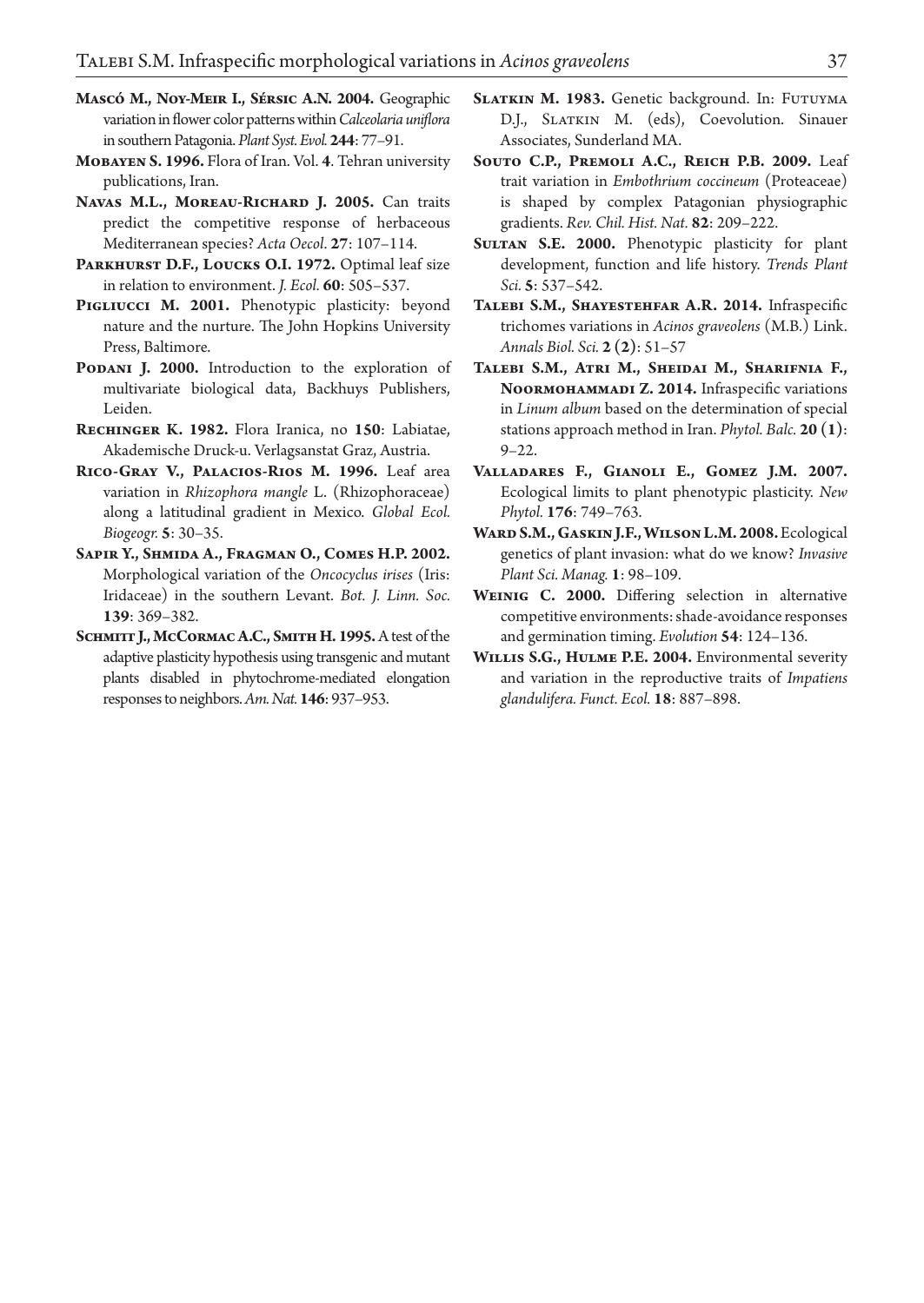**Mascó M., Noy-Meir I., Sérsic A.N. 2004.** Geographic variation in flower color patterns within *Calceolaria uniflora* in southern Patagonia. *Plant Syst. Evol.* **244**: 77–91.

**Mobayen S. 1996.** Flora of Iran. Vol. **4**. Tehran university publications, Iran.

**Navas M.L., Moreau-Richard J. 2005.** Can traits predict the competitive response of herbaceous Mediterranean species? *Acta Oecol*. **27**: 107–114.

**Parkhurst D.F., Loucks O.I. 1972.** Optimal leaf size in relation to environment. *J. Ecol.* **60**: 505–537.

**Pigliucci M. 2001.** Phenotypic plasticity: beyond nature and the nurture. The John Hopkins University Press, Baltimore.

**Podani J. 2000.** Introduction to the exploration of multivariate biological data, Backhuys Publishers, Leiden.

**Rechinger K. 1982.** Flora Iranica, no **150**: Labiatae, Akademische Druck-u. Verlagsanstat Graz, Austria.

**Rico-Gray V., Palacios-Rios M. 1996.** Leaf area variation in *Rhizophora mangle* L. (Rhizophoraceae) along a latitudinal gradient in Mexico. *Global Ecol. Biogeogr.* **5**: 30–35.

**Sapir Y., Shmida A., Fragman O., Comes H.P. 2002.** Morphological variation of the *Oncocyclus irises* (Iris: Iridaceae) in the southern Levant. *Bot. J. Linn. Soc.* **139**: 369–382.

**Schmitt J., McCormac A.C., Smith H. 1995.** A test of the adaptive plasticity hypothesis using transgenic and mutant plants disabled in phytochrome-mediated elongation responses to neighbors. *Am. Nat.* **146**: 937–953.

**Slatkin M. 1983.** Genetic background. In: Futuyma D.J., Slatkin M. (eds), Coevolution. Sinauer Associates, Sunderland MA.

**Souto C.P., Premoli A.C., Reich P.B. 2009.** Leaf trait variation in *Embothrium coccineum* (Proteaceae) is shaped by complex Patagonian physiographic gradients. *Rev. Chil. Hist. Nat.* **82**: 209–222.

**Sultan S.E. 2000.** Phenotypic plasticity for plant development, function and life history. *Trends Plant Sci.* **5**: 537–542.

**Talebi S.M., Shayestehfar A.R. 2014.** Infraspecific trichomes variations in *Acinos graveolens* (M.B.) Link. *Annals Biol. Sci.* **2 (2)**: 51–57

**Talebi S.M., Atri M., Sheidai M., Sharifnia F., Noormohammadi Z. 2014.** Infraspecific variations in *Linum album* based on the determination of special stations approach method in Iran. *Phytol. Balc.* **20 (1)**: 9–22.

**Valladares F., Gianoli E., Gomez J.M. 2007.** Ecological limits to plant phenotypic plasticity. *New Phytol.* **176**: 749–763.

**Ward S.M., Gaskin J.F., Wilson L.M. 2008.** Ecological genetics of plant invasion: what do we know? *Invasive Plant Sci. Manag.* **1**: 98–109.

**Weinig C. 2000.** Differing selection in alternative competitive environments: shade-avoidance responses and germination timing. *Evolution* **54**: 124–136.

**Willis S.G., Hulme P.E. 2004.** Environmental severity and variation in the reproductive traits of *Impatiens glandulifera. Funct. Ecol.* **18**: 887–898.